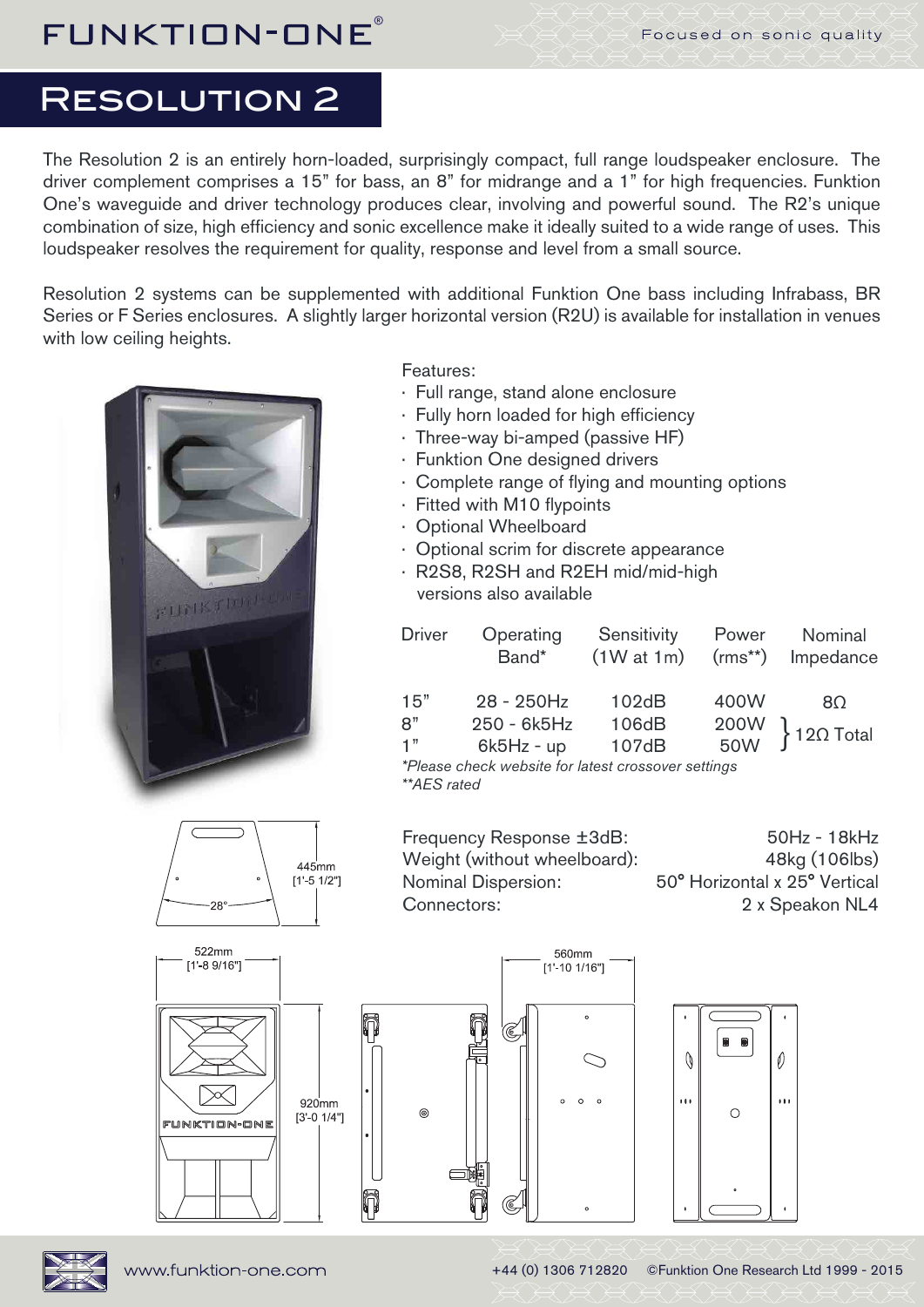FUNKTION-ONE® — Focused on sonic quality

# Resolution 2

The Resolution 2 is an entirely horn-loaded, surprisingly compact, full range loudspeaker enclosure. The driver complement comprises a 15" for bass, an 8" for midrange and a 1" for high frequencies. Funktion One's waveguide and driver technology produces clear, involving and powerful sound. The R2's unique combination of size, high efficiency and sonic excellence make it ideally suited to a wide range of uses. This loudspeaker resolves the requirement for quality, response and level from a small source.

Resolution 2 systems can be supplemented with additional Funktion One bass including Infrabass, BR Series or F Series enclosures. A slightly larger horizontal version (R2U) is available for installation in venues with low ceiling heights.

Features:

- Full range, stand alone enclosure
- Fully horn loaded for high efficiency
- Three-way bi-amped (passive HF)
- Funktion One designed drivers
- Complete range of flying and mounting options
- Fitted with M10 flypoints
- Optional Wheelboard
- Optional scrim for discrete appearance
- R2S8, R2SH and R2EH mid/mid-high versions also available

| Driver | Operating Band* | Sensitivity (1W at 1m) | Power (rms**) | Nominal Impedance |
|---|---|---|---|---|
| 15" | 28 - 250Hz | 102dB | 400W | 8Ω |
| 8" | 250 - 6k5Hz | 106dB | 200W | 12Ω Total (8" + 1") |
| 1" | 6k5Hz - up | 107dB | 50W | |

*Please check website for latest crossover settings
**AES rated

| | |
|---|---|
| Frequency Response ±3dB: | 50Hz - 18kHz |
| Weight (without wheelboard): | 48kg (106lbs) |
| Nominal Dispersion: | 50° Horizontal x 25° Vertical |
| Connectors: | 2 x Speakon NL4 |

Dimensions: 445mm [1'-5 1/2"], 28°; 522mm [1'-8 9/16"]; 920mm [3'-0 1/4"]; 560mm [1'-10 1/16"]

www.funktion-one.com +44 (0) 1306 712820 ©Funktion One Research Ltd 1999 - 2015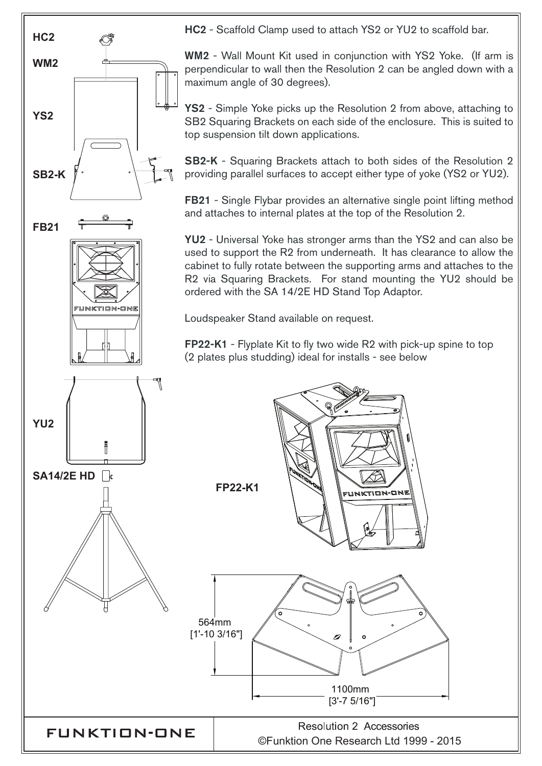HC2

WM2

YS2

SB2-K

FB21

YU2

SA14/2E HD

**HC2** - Scaffold Clamp used to attach YS2 or YU2 to scaffold bar.

**WM2** - Wall Mount Kit used in conjunction with YS2 Yoke. (If arm is perpendicular to wall then the Resolution 2 can be angled down with a maximum angle of 30 degrees).

**YS2** - Simple Yoke picks up the Resolution 2 from above, attaching to SB2 Squaring Brackets on each side of the enclosure. This is suited to top suspension tilt down applications.

**SB2-K** - Squaring Brackets attach to both sides of the Resolution 2 providing parallel surfaces to accept either type of yoke (YS2 or YU2).

**FB21** - Single Flybar provides an alternative single point lifting method and attaches to internal plates at the top of the Resolution 2.

**YU2** - Universal Yoke has stronger arms than the YS2 and can also be used to support the R2 from underneath. It has clearance to allow the cabinet to fully rotate between the supporting arms and attaches to the R2 via Squaring Brackets. For stand mounting the YU2 should be ordered with the SA 14/2E HD Stand Top Adaptor.

Loudspeaker Stand available on request.

**FP22-K1** - Flyplate Kit to fly two wide R2 with pick-up spine to top (2 plates plus studding) ideal for installs - see below

FP22-K1

564mm
[1'-10 3/16"]

1100mm
[3'-7 5/16"]

FUNKTION-ONE

Resolution 2 Accessories
©Funktion One Research Ltd 1999 - 2015